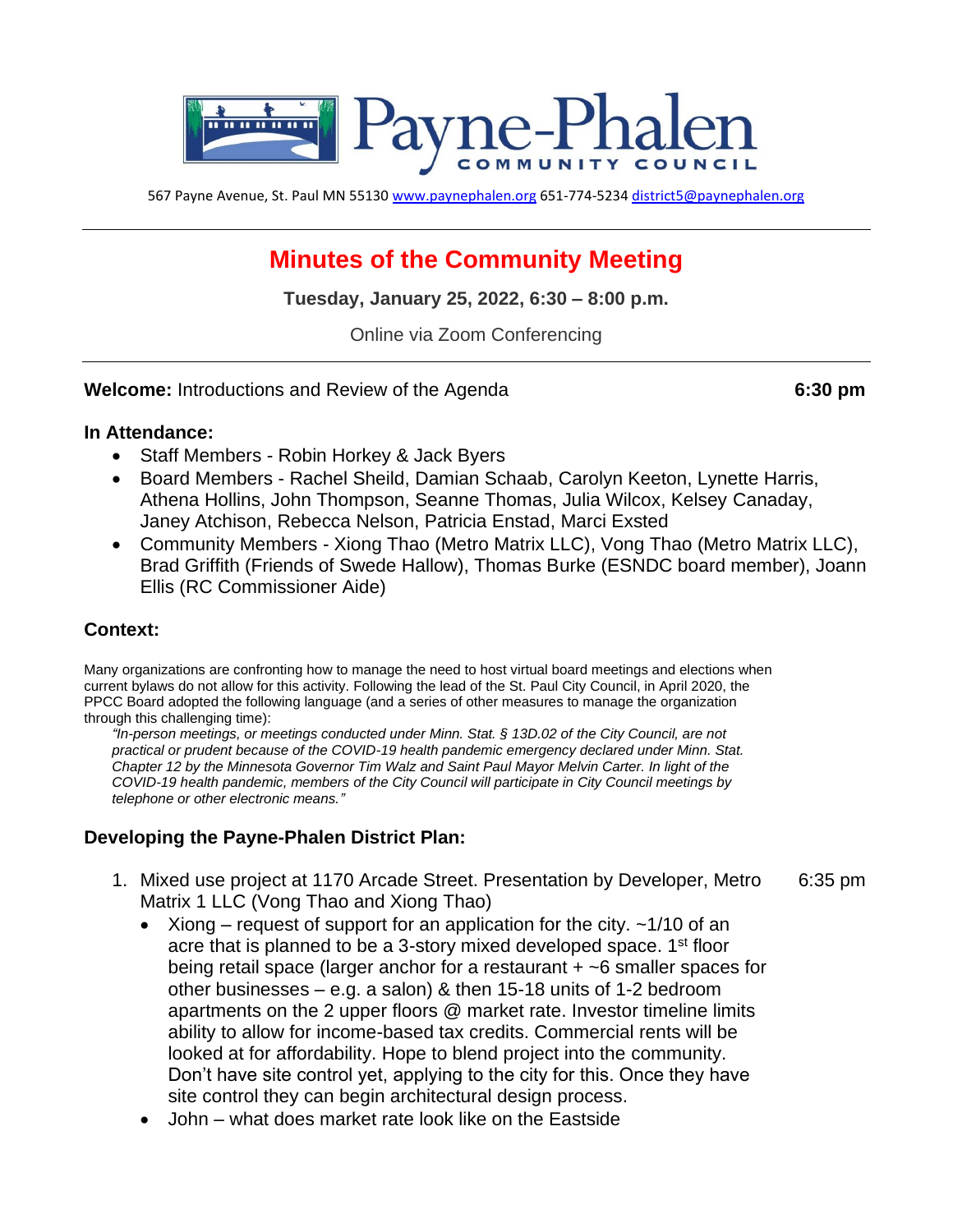Payne-Phalen COMMUNITY COUNCIL

567 Payne Avenue, St. Paul MN 55130 www.paynephalen.org 651-774-5234 district5@paynephalen.org

---

# Minutes of the Community Meeting

**Tuesday, January 25, 2022, 6:30 – 8:00 p.m.**

Online via Zoom Conferencing

---

**Welcome:** Introductions and Review of the Agenda **6:30 pm**

### In Attendance:

- Staff Members - Robin Horkey & Jack Byers
- Board Members - Rachel Sheild, Damian Schaab, Carolyn Keeton, Lynette Harris, Athena Hollins, John Thompson, Seanne Thomas, Julia Wilcox, Kelsey Canaday, Janey Atchison, Rebecca Nelson, Patricia Enstad, Marci Exsted
- Community Members - Xiong Thao (Metro Matrix LLC), Vong Thao (Metro Matrix LLC), Brad Griffith (Friends of Swede Hallow), Thomas Burke (ESNDC board member), Joann Ellis (RC Commissioner Aide)

### Context:

Many organizations are confronting how to manage the need to host virtual board meetings and elections when current bylaws do not allow for this activity. Following the lead of the St. Paul City Council, in April 2020, the PPCC Board adopted the following language (and a series of other measures to manage the organization through this challenging time):

> *"In-person meetings, or meetings conducted under Minn. Stat. § 13D.02 of the City Council, are not practical or prudent because of the COVID-19 health pandemic emergency declared under Minn. Stat. Chapter 12 by the Minnesota Governor Tim Walz and Saint Paul Mayor Melvin Carter. In light of the COVID-19 health pandemic, members of the City Council will participate in City Council meetings by telephone or other electronic means."*

### Developing the Payne-Phalen District Plan:

1. Mixed use project at 1170 Arcade Street. Presentation by Developer, Metro Matrix 1 LLC (Vong Thao and Xiong Thao) 6:35 pm
   - Xiong – request of support for an application for the city. ~1/10 of an acre that is planned to be a 3-story mixed developed space. 1st floor being retail space (larger anchor for a restaurant + ~6 smaller spaces for other businesses – e.g. a salon) & then 15-18 units of 1-2 bedroom apartments on the 2 upper floors @ market rate. Investor timeline limits ability to allow for income-based tax credits. Commercial rents will be looked at for affordability. Hope to blend project into the community. Don't have site control yet, applying to the city for this. Once they have site control they can begin architectural design process.
   - John – what does market rate look like on the Eastside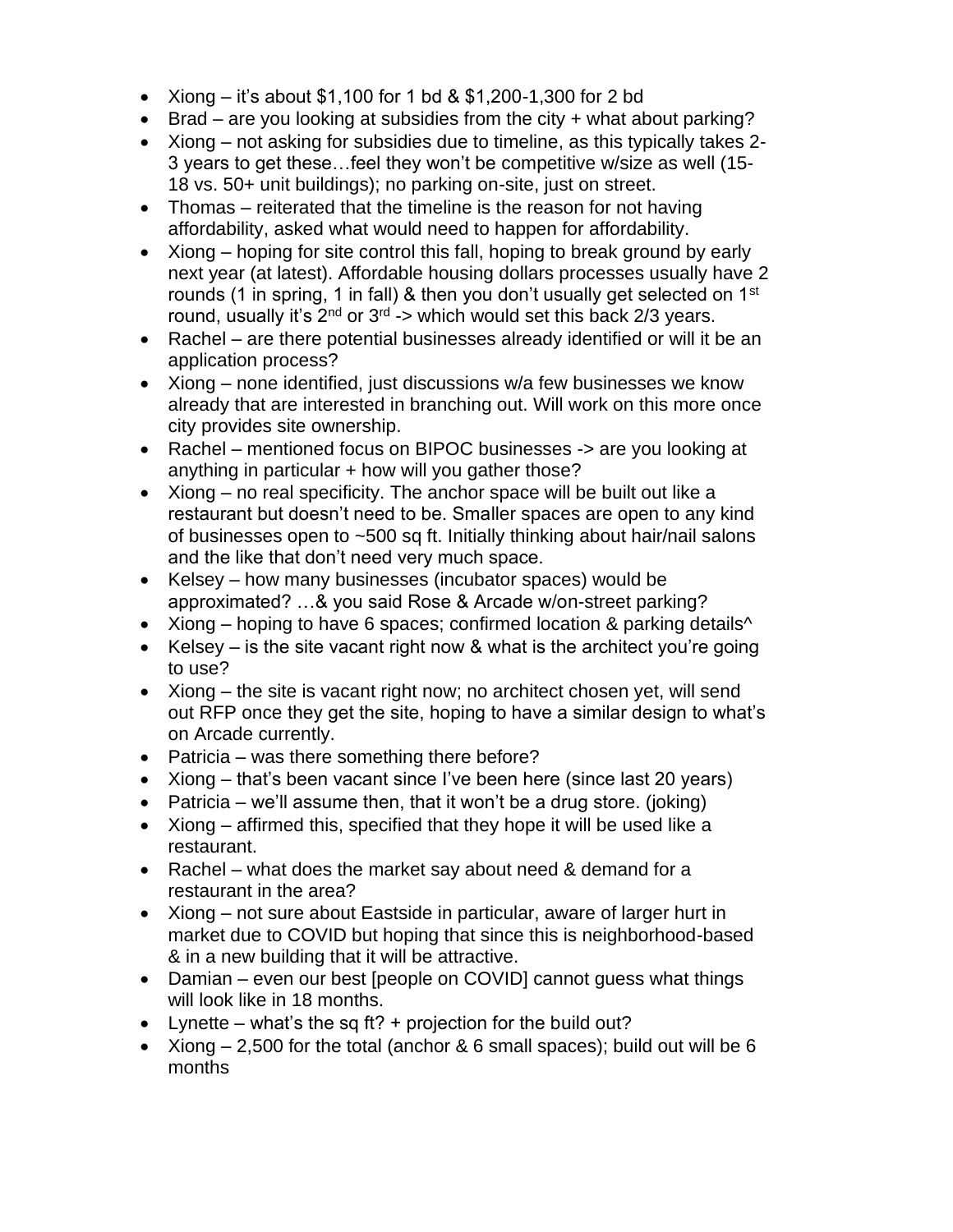- Xiong – it's about $1,100 for 1 bd & $1,200-1,300 for 2 bd
- Brad – are you looking at subsidies from the city + what about parking?
- Xiong – not asking for subsidies due to timeline, as this typically takes 2-3 years to get these…feel they won't be competitive w/size as well (15-18 vs. 50+ unit buildings); no parking on-site, just on street.
- Thomas – reiterated that the timeline is the reason for not having affordability, asked what would need to happen for affordability.
- Xiong – hoping for site control this fall, hoping to break ground by early next year (at latest). Affordable housing dollars processes usually have 2 rounds (1 in spring, 1 in fall) & then you don't usually get selected on 1st round, usually it's 2nd or 3rd -> which would set this back 2/3 years.
- Rachel – are there potential businesses already identified or will it be an application process?
- Xiong – none identified, just discussions w/a few businesses we know already that are interested in branching out. Will work on this more once city provides site ownership.
- Rachel – mentioned focus on BIPOC businesses -> are you looking at anything in particular + how will you gather those?
- Xiong – no real specificity. The anchor space will be built out like a restaurant but doesn't need to be. Smaller spaces are open to any kind of businesses open to ~500 sq ft. Initially thinking about hair/nail salons and the like that don't need very much space.
- Kelsey – how many businesses (incubator spaces) would be approximated? …& you said Rose & Arcade w/on-street parking?
- Xiong – hoping to have 6 spaces; confirmed location & parking details^
- Kelsey – is the site vacant right now & what is the architect you're going to use?
- Xiong – the site is vacant right now; no architect chosen yet, will send out RFP once they get the site, hoping to have a similar design to what's on Arcade currently.
- Patricia – was there something there before?
- Xiong – that's been vacant since I've been here (since last 20 years)
- Patricia – we'll assume then, that it won't be a drug store. (joking)
- Xiong – affirmed this, specified that they hope it will be used like a restaurant.
- Rachel – what does the market say about need & demand for a restaurant in the area?
- Xiong – not sure about Eastside in particular, aware of larger hurt in market due to COVID but hoping that since this is neighborhood-based & in a new building that it will be attractive.
- Damian – even our best [people on COVID] cannot guess what things will look like in 18 months.
- Lynette – what's the sq ft? + projection for the build out?
- Xiong – 2,500 for the total (anchor & 6 small spaces); build out will be 6 months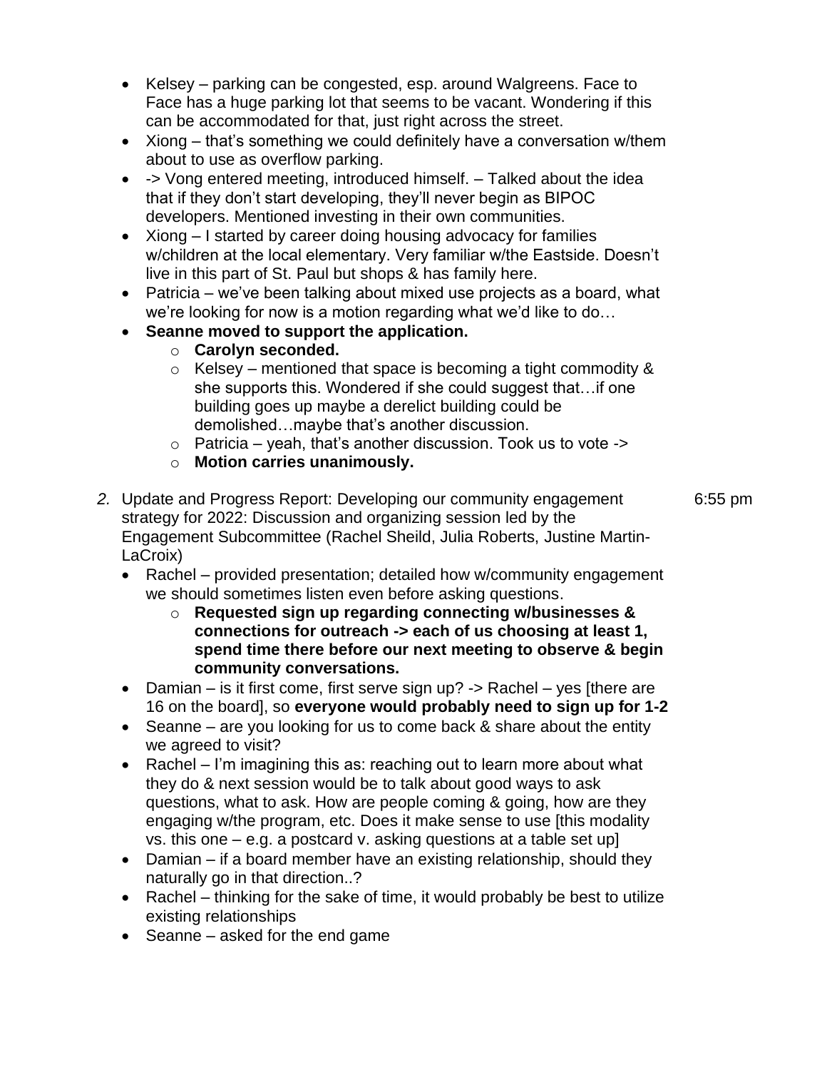- Kelsey – parking can be congested, esp. around Walgreens. Face to Face has a huge parking lot that seems to be vacant. Wondering if this can be accommodated for that, just right across the street.
- Xiong – that's something we could definitely have a conversation w/them about to use as overflow parking.
- -> Vong entered meeting, introduced himself. – Talked about the idea that if they don't start developing, they'll never begin as BIPOC developers. Mentioned investing in their own communities.
- Xiong – I started by career doing housing advocacy for families w/children at the local elementary. Very familiar w/the Eastside. Doesn't live in this part of St. Paul but shops & has family here.
- Patricia – we've been talking about mixed use projects as a board, what we're looking for now is a motion regarding what we'd like to do…
- **Seanne moved to support the application.**
    - **Carolyn seconded.**
    - Kelsey – mentioned that space is becoming a tight commodity & she supports this. Wondered if she could suggest that…if one building goes up maybe a derelict building could be demolished…maybe that's another discussion.
    - Patricia – yeah, that's another discussion. Took us to vote ->
    - **Motion carries unanimously.**

2. *Update and Progress Report: Developing our community engagement strategy for 2022: Discussion and organizing session led by the Engagement Subcommittee (Rachel Sheild, Julia Roberts, Justine Martin-LaCroix)* — 6:55 pm
    - Rachel – provided presentation; detailed how w/community engagement we should sometimes listen even before asking questions.
        - **Requested sign up regarding connecting w/businesses & connections for outreach -> each of us choosing at least 1, spend time there before our next meeting to observe & begin community conversations.**
    - Damian – is it first come, first serve sign up? -> Rachel – yes [there are 16 on the board], so **everyone would probably need to sign up for 1-2**
    - Seanne – are you looking for us to come back & share about the entity we agreed to visit?
    - Rachel – I'm imagining this as: reaching out to learn more about what they do & next session would be to talk about good ways to ask questions, what to ask. How are people coming & going, how are they engaging w/the program, etc. Does it make sense to use [this modality vs. this one – e.g. a postcard v. asking questions at a table set up]
    - Damian – if a board member have an existing relationship, should they naturally go in that direction..?
    - Rachel – thinking for the sake of time, it would probably be best to utilize existing relationships
    - Seanne – asked for the end game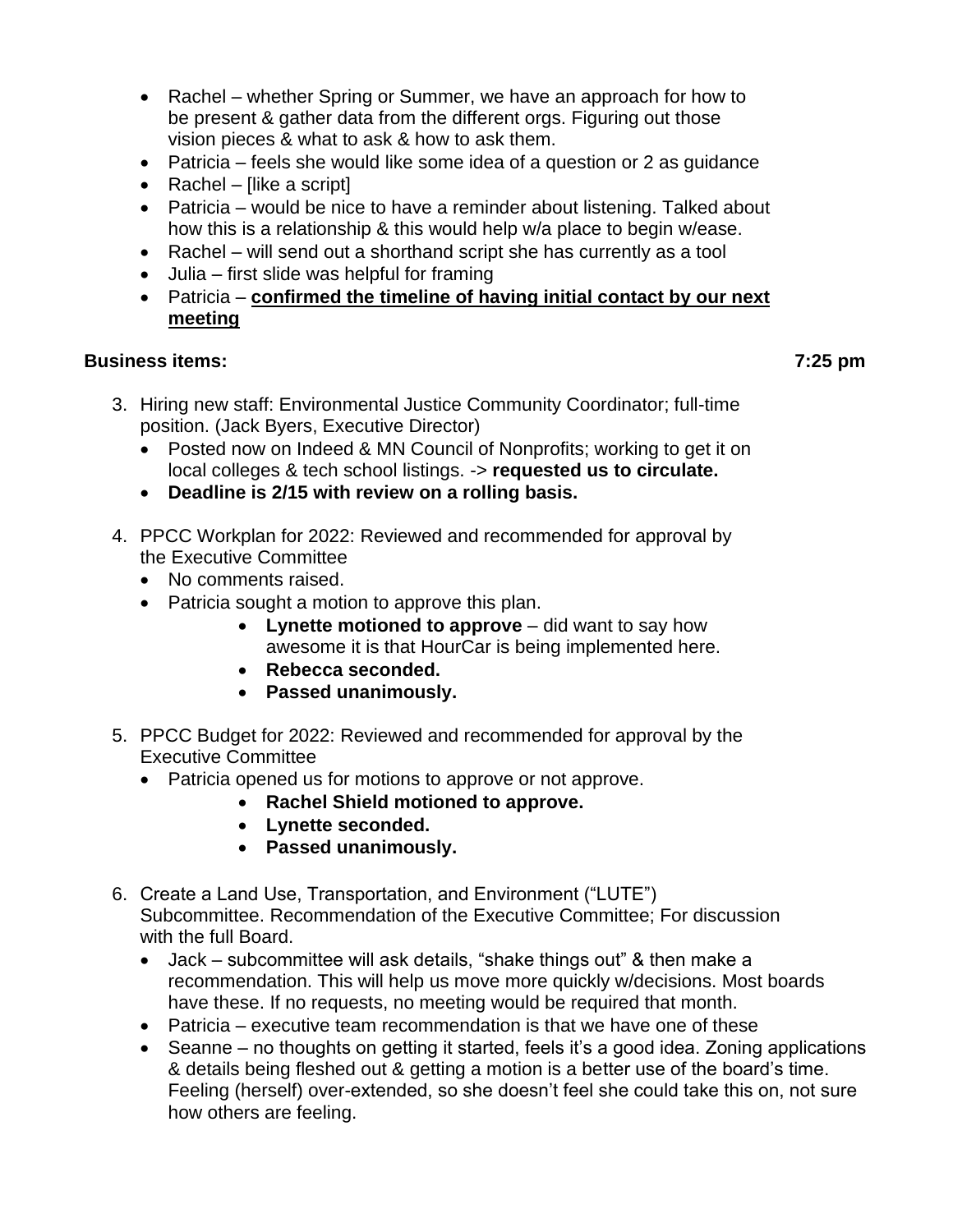- Rachel – whether Spring or Summer, we have an approach for how to be present & gather data from the different orgs. Figuring out those vision pieces & what to ask & how to ask them.
- Patricia – feels she would like some idea of a question or 2 as guidance
- Rachel – [like a script]
- Patricia – would be nice to have a reminder about listening. Talked about how this is a relationship & this would help w/a place to begin w/ease.
- Rachel – will send out a shorthand script she has currently as a tool
- Julia – first slide was helpful for framing
- Patricia – **<u>confirmed the timeline of having initial contact by our next meeting</u>**

**Business items:** **7:25 pm**

3. Hiring new staff: Environmental Justice Community Coordinator; full-time position. (Jack Byers, Executive Director)
   - Posted now on Indeed & MN Council of Nonprofits; working to get it on local colleges & tech school listings. -> **requested us to circulate.**
   - **Deadline is 2/15 with review on a rolling basis.**

4. PPCC Workplan for 2022: Reviewed and recommended for approval by the Executive Committee
   - No comments raised.
   - Patricia sought a motion to approve this plan.
     - **Lynette motioned to approve** – did want to say how awesome it is that HourCar is being implemented here.
     - **Rebecca seconded.**
     - **Passed unanimously.**

5. PPCC Budget for 2022: Reviewed and recommended for approval by the Executive Committee
   - Patricia opened us for motions to approve or not approve.
     - **Rachel Shield motioned to approve.**
     - **Lynette seconded.**
     - **Passed unanimously.**

6. Create a Land Use, Transportation, and Environment ("LUTE") Subcommittee. Recommendation of the Executive Committee; For discussion with the full Board.
   - Jack – subcommittee will ask details, "shake things out" & then make a recommendation. This will help us move more quickly w/decisions. Most boards have these. If no requests, no meeting would be required that month.
   - Patricia – executive team recommendation is that we have one of these
   - Seanne – no thoughts on getting it started, feels it's a good idea. Zoning applications & details being fleshed out & getting a motion is a better use of the board's time. Feeling (herself) over-extended, so she doesn't feel she could take this on, not sure how others are feeling.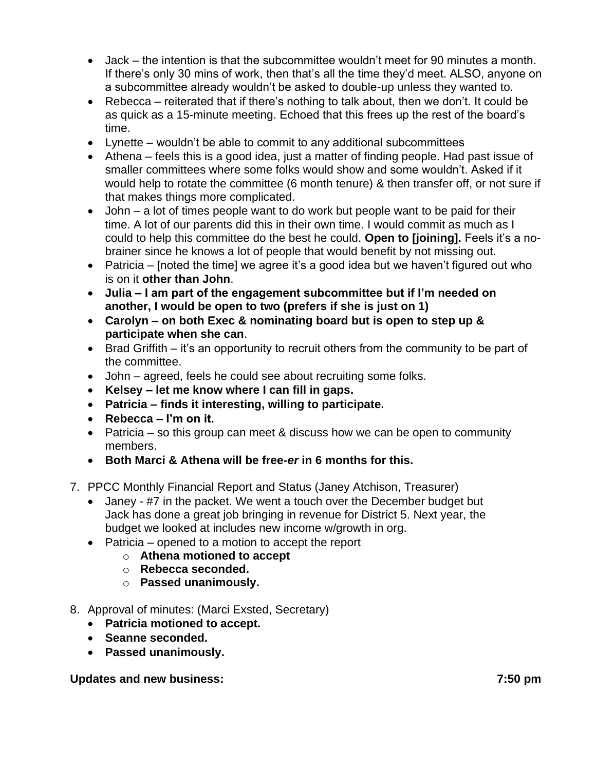- Jack – the intention is that the subcommittee wouldn't meet for 90 minutes a month. If there's only 30 mins of work, then that's all the time they'd meet. ALSO, anyone on a subcommittee already wouldn't be asked to double-up unless they wanted to.
- Rebecca – reiterated that if there's nothing to talk about, then we don't. It could be as quick as a 15-minute meeting. Echoed that this frees up the rest of the board's time.
- Lynette – wouldn't be able to commit to any additional subcommittees
- Athena – feels this is a good idea, just a matter of finding people. Had past issue of smaller committees where some folks would show and some wouldn't. Asked if it would help to rotate the committee (6 month tenure) & then transfer off, or not sure if that makes things more complicated.
- John – a lot of times people want to do work but people want to be paid for their time. A lot of our parents did this in their own time. I would commit as much as I could to help this committee do the best he could. **Open to [joining].** Feels it's a no-brainer since he knows a lot of people that would benefit by not missing out.
- Patricia – [noted the time] we agree it's a good idea but we haven't figured out who is on it **other than John**.
- **Julia – I am part of the engagement subcommittee but if I'm needed on another, I would be open to two (prefers if she is just on 1)**
- **Carolyn – on both Exec & nominating board but is open to step up & participate when she can**.
- Brad Griffith – it's an opportunity to recruit others from the community to be part of the committee.
- John – agreed, feels he could see about recruiting some folks.
- **Kelsey – let me know where I can fill in gaps.**
- **Patricia – finds it interesting, willing to participate.**
- **Rebecca – I'm on it.**
- Patricia – so this group can meet & discuss how we can be open to community members.
- **Both Marci & Athena will be free-*er* in 6 months for this.**

7. PPCC Monthly Financial Report and Status (Janey Atchison, Treasurer)
   - Janey - #7 in the packet. We went a touch over the December budget but Jack has done a great job bringing in revenue for District 5. Next year, the budget we looked at includes new income w/growth in org.
   - Patricia – opened to a motion to accept the report
     - **Athena motioned to accept**
     - **Rebecca seconded.**
     - **Passed unanimously.**

8. Approval of minutes: (Marci Exsted, Secretary)
   - **Patricia motioned to accept.**
   - **Seanne seconded.**
   - **Passed unanimously.**

**Updates and new business: 7:50 pm**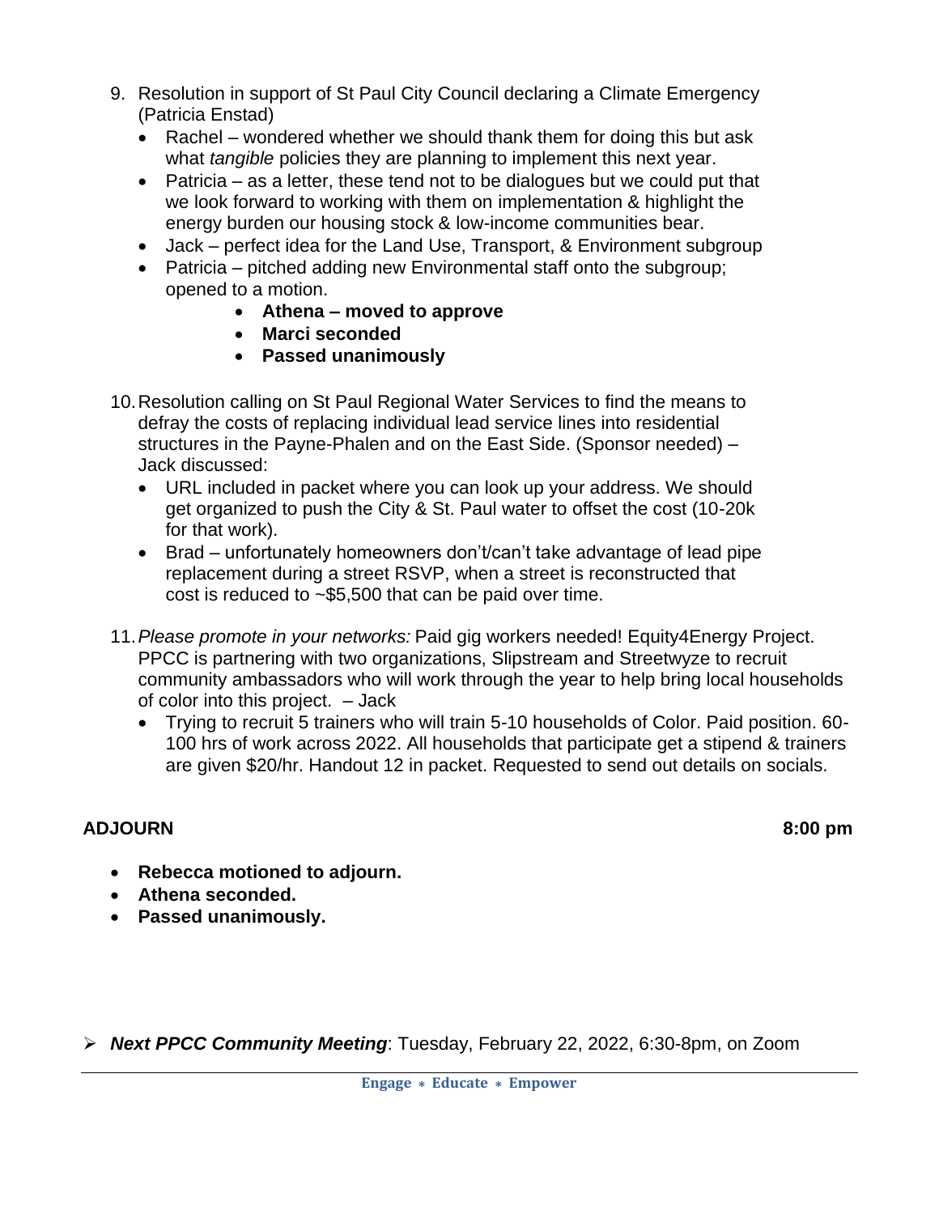9. Resolution in support of St Paul City Council declaring a Climate Emergency (Patricia Enstad)
   - Rachel – wondered whether we should thank them for doing this but ask what *tangible* policies they are planning to implement this next year.
   - Patricia – as a letter, these tend not to be dialogues but we could put that we look forward to working with them on implementation & highlight the energy burden our housing stock & low-income communities bear.
   - Jack – perfect idea for the Land Use, Transport, & Environment subgroup
   - Patricia – pitched adding new Environmental staff onto the subgroup; opened to a motion.
     - **Athena – moved to approve**
     - **Marci seconded**
     - **Passed unanimously**

10. Resolution calling on St Paul Regional Water Services to find the means to defray the costs of replacing individual lead service lines into residential structures in the Payne-Phalen and on the East Side. (Sponsor needed) – Jack discussed:
    - URL included in packet where you can look up your address. We should get organized to push the City & St. Paul water to offset the cost (10-20k for that work).
    - Brad – unfortunately homeowners don't/can't take advantage of lead pipe replacement during a street RSVP, when a street is reconstructed that cost is reduced to ~$5,500 that can be paid over time.

11. *Please promote in your networks:* Paid gig workers needed! Equity4Energy Project. PPCC is partnering with two organizations, Slipstream and Streetwyze to recruit community ambassadors who will work through the year to help bring local households of color into this project. – Jack
    - Trying to recruit 5 trainers who will train 5-10 households of Color. Paid position. 60-100 hrs of work across 2022. All households that participate get a stipend & trainers are given $20/hr. Handout 12 in packet. Requested to send out details on socials.

**ADJOURN** **8:00 pm**

- **Rebecca motioned to adjourn.**
- **Athena seconded.**
- **Passed unanimously.**

➢ ***Next PPCC Community Meeting***: Tuesday, February 22, 2022, 6:30-8pm, on Zoom

**Engage ∗ Educate ∗ Empower**